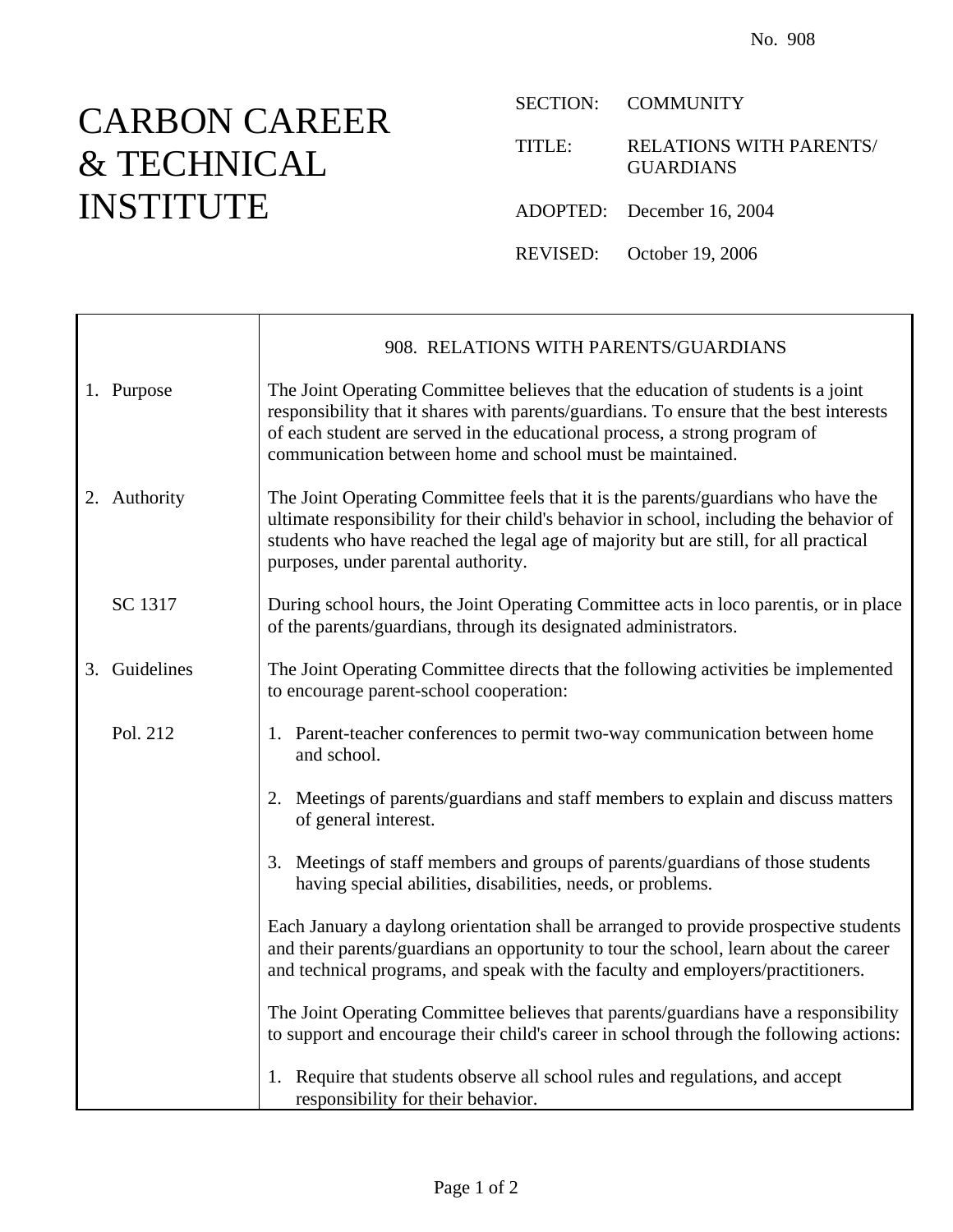No. 908

# CARBON CAREER & TECHNICAL INSTITUTE

SECTION: COMMUNITY

TITLE: RELATIONS WITH PARENTS/ GUARDIANS

ADOPTED: December 16, 2004

REVISED: October 19, 2006

## 908. RELATIONS WITH PARENTS/GUARDIANS

**1. Purpose**

The Joint Operating Committee believes that the education of students is a joint responsibility that it shares with parents/guardians. To ensure that the best interests of each student are served in the educational process, a strong program of communication between home and school must be maintained.

**2. Authority**

The Joint Operating Committee feels that it is the parents/guardians who have the ultimate responsibility for their child's behavior in school, including the behavior of students who have reached the legal age of majority but are still, for all practical purposes, under parental authority.

SC 1317

During school hours, the Joint Operating Committee acts in loco parentis, or in place of the parents/guardians, through its designated administrators.

**3. Guidelines**

The Joint Operating Committee directs that the following activities be implemented to encourage parent-school cooperation:

Pol. 212

1. Parent-teacher conferences to permit two-way communication between home and school.
2. Meetings of parents/guardians and staff members to explain and discuss matters of general interest.
3. Meetings of staff members and groups of parents/guardians of those students having special abilities, disabilities, needs, or problems.

Each January a daylong orientation shall be arranged to provide prospective students and their parents/guardians an opportunity to tour the school, learn about the career and technical programs, and speak with the faculty and employers/practitioners.

The Joint Operating Committee believes that parents/guardians have a responsibility to support and encourage their child's career in school through the following actions:

1. Require that students observe all school rules and regulations, and accept responsibility for their behavior.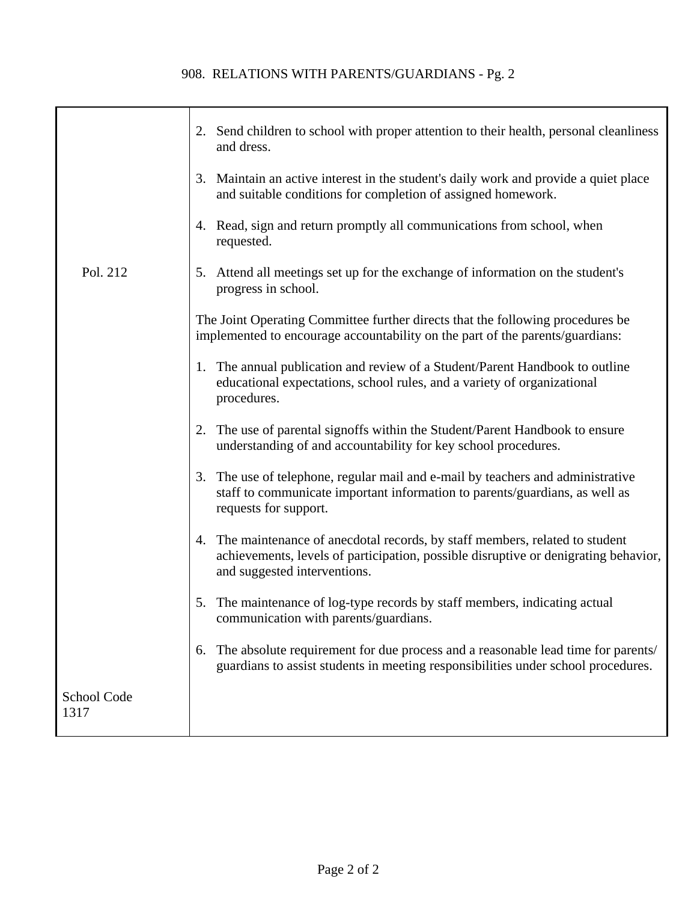Pol. 212

2. Send children to school with proper attention to their health, personal cleanliness and dress.

3. Maintain an active interest in the student's daily work and provide a quiet place and suitable conditions for completion of assigned homework.

4. Read, sign and return promptly all communications from school, when requested.

5. Attend all meetings set up for the exchange of information on the student's progress in school.

The Joint Operating Committee further directs that the following procedures be implemented to encourage accountability on the part of the parents/guardians:

1. The annual publication and review of a Student/Parent Handbook to outline educational expectations, school rules, and a variety of organizational procedures.

2. The use of parental signoffs within the Student/Parent Handbook to ensure understanding of and accountability for key school procedures.

3. The use of telephone, regular mail and e-mail by teachers and administrative staff to communicate important information to parents/guardians, as well as requests for support.

4. The maintenance of anecdotal records, by staff members, related to student achievements, levels of participation, possible disruptive or denigrating behavior, and suggested interventions.

5. The maintenance of log-type records by staff members, indicating actual communication with parents/guardians.

6. The absolute requirement for due process and a reasonable lead time for parents/guardians to assist students in meeting responsibilities under school procedures.

School Code 1317